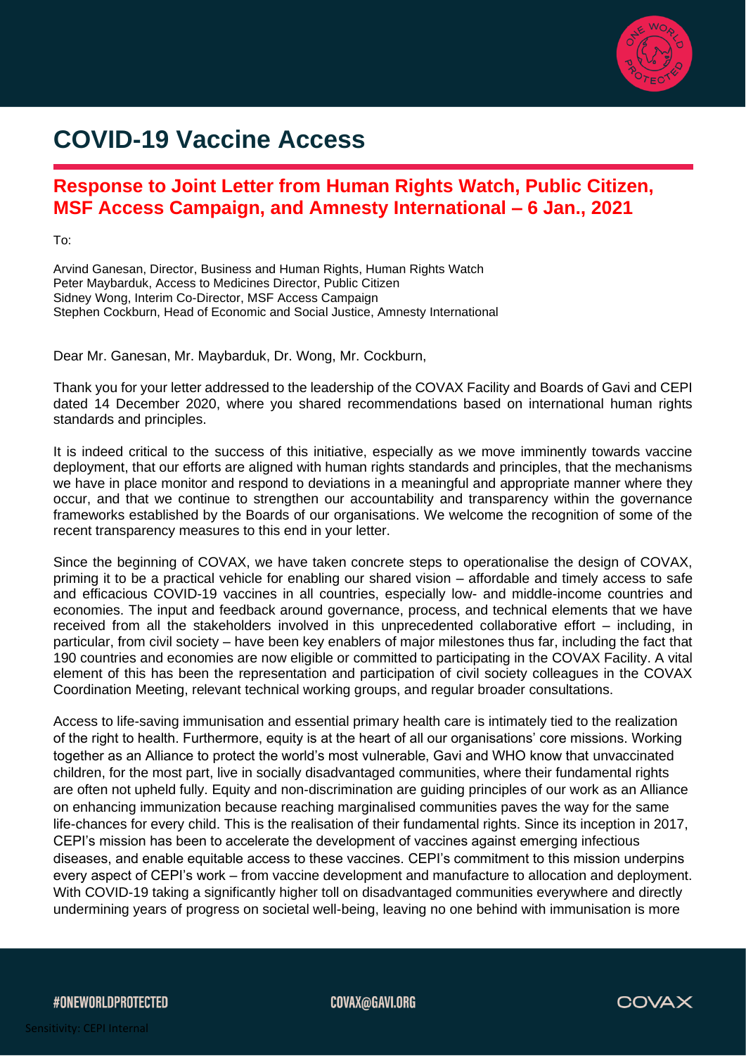# COVID-19 Vaccine Access

## Response to Joint Letter from Human Rights Watch, Public Citizen, MSF Access Campaign, and Amnesty International – 6 Jan., 2021

To:

Arvind Ganesan, Director, Business and Human Rights, Human Rights Watch
Peter Maybarduk, Access to Medicines Director, Public Citizen
Sidney Wong, Interim Co-Director, MSF Access Campaign
Stephen Cockburn, Head of Economic and Social Justice, Amnesty International

Dear Mr. Ganesan, Mr. Maybarduk, Dr. Wong, Mr. Cockburn,

Thank you for your letter addressed to the leadership of the COVAX Facility and Boards of Gavi and CEPI dated 14 December 2020, where you shared recommendations based on international human rights standards and principles.

It is indeed critical to the success of this initiative, especially as we move imminently towards vaccine deployment, that our efforts are aligned with human rights standards and principles, that the mechanisms we have in place monitor and respond to deviations in a meaningful and appropriate manner where they occur, and that we continue to strengthen our accountability and transparency within the governance frameworks established by the Boards of our organisations. We welcome the recognition of some of the recent transparency measures to this end in your letter.

Since the beginning of COVAX, we have taken concrete steps to operationalise the design of COVAX, priming it to be a practical vehicle for enabling our shared vision – affordable and timely access to safe and efficacious COVID-19 vaccines in all countries, especially low- and middle-income countries and economies. The input and feedback around governance, process, and technical elements that we have received from all the stakeholders involved in this unprecedented collaborative effort – including, in particular, from civil society – have been key enablers of major milestones thus far, including the fact that 190 countries and economies are now eligible or committed to participating in the COVAX Facility. A vital element of this has been the representation and participation of civil society colleagues in the COVAX Coordination Meeting, relevant technical working groups, and regular broader consultations.

Access to life-saving immunisation and essential primary health care is intimately tied to the realization of the right to health. Furthermore, equity is at the heart of all our organisations' core missions. Working together as an Alliance to protect the world's most vulnerable, Gavi and WHO know that unvaccinated children, for the most part, live in socially disadvantaged communities, where their fundamental rights are often not upheld fully. Equity and non-discrimination are guiding principles of our work as an Alliance on enhancing immunization because reaching marginalised communities paves the way for the same life-chances for every child. This is the realisation of their fundamental rights. Since its inception in 2017, CEPI's mission has been to accelerate the development of vaccines against emerging infectious diseases, and enable equitable access to these vaccines. CEPI's commitment to this mission underpins every aspect of CEPI's work – from vaccine development and manufacture to allocation and deployment. With COVID-19 taking a significantly higher toll on disadvantaged communities everywhere and directly undermining years of progress on societal well-being, leaving no one behind with immunisation is more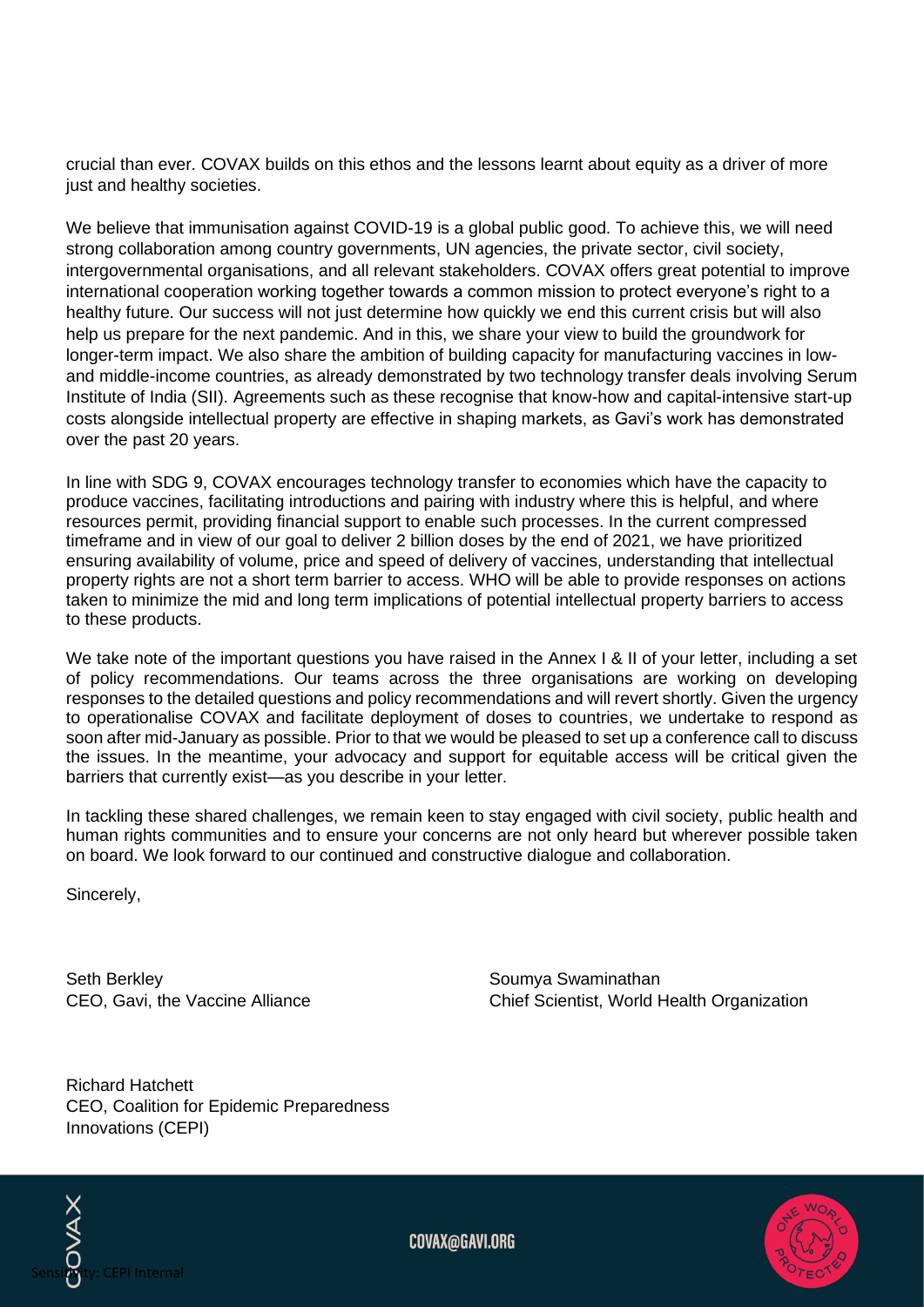crucial than ever. COVAX builds on this ethos and the lessons learnt about equity as a driver of more just and healthy societies.

We believe that immunisation against COVID-19 is a global public good. To achieve this, we will need strong collaboration among country governments, UN agencies, the private sector, civil society, intergovernmental organisations, and all relevant stakeholders. COVAX offers great potential to improve international cooperation working together towards a common mission to protect everyone's right to a healthy future. Our success will not just determine how quickly we end this current crisis but will also help us prepare for the next pandemic. And in this, we share your view to build the groundwork for longer-term impact. We also share the ambition of building capacity for manufacturing vaccines in low- and middle-income countries, as already demonstrated by two technology transfer deals involving Serum Institute of India (SII). Agreements such as these recognise that know-how and capital-intensive start-up costs alongside intellectual property are effective in shaping markets, as Gavi's work has demonstrated over the past 20 years.

In line with SDG 9, COVAX encourages technology transfer to economies which have the capacity to produce vaccines, facilitating introductions and pairing with industry where this is helpful, and where resources permit, providing financial support to enable such processes. In the current compressed timeframe and in view of our goal to deliver 2 billion doses by the end of 2021, we have prioritized ensuring availability of volume, price and speed of delivery of vaccines, understanding that intellectual property rights are not a short term barrier to access. WHO will be able to provide responses on actions taken to minimize the mid and long term implications of potential intellectual property barriers to access to these products.

We take note of the important questions you have raised in the Annex I & II of your letter, including a set of policy recommendations. Our teams across the three organisations are working on developing responses to the detailed questions and policy recommendations and will revert shortly. Given the urgency to operationalise COVAX and facilitate deployment of doses to countries, we undertake to respond as soon after mid-January as possible. Prior to that we would be pleased to set up a conference call to discuss the issues. In the meantime, your advocacy and support for equitable access will be critical given the barriers that currently exist—as you describe in your letter.

In tackling these shared challenges, we remain keen to stay engaged with civil society, public health and human rights communities and to ensure your concerns are not only heard but wherever possible taken on board. We look forward to our continued and constructive dialogue and collaboration.

Sincerely,

Seth Berkley
CEO, Gavi, the Vaccine Alliance

Soumya Swaminathan
Chief Scientist, World Health Organization

Richard Hatchett
CEO, Coalition for Epidemic Preparedness Innovations (CEPI)

COVAX@GAVI.ORG

Sensitivity: CEPI Internal